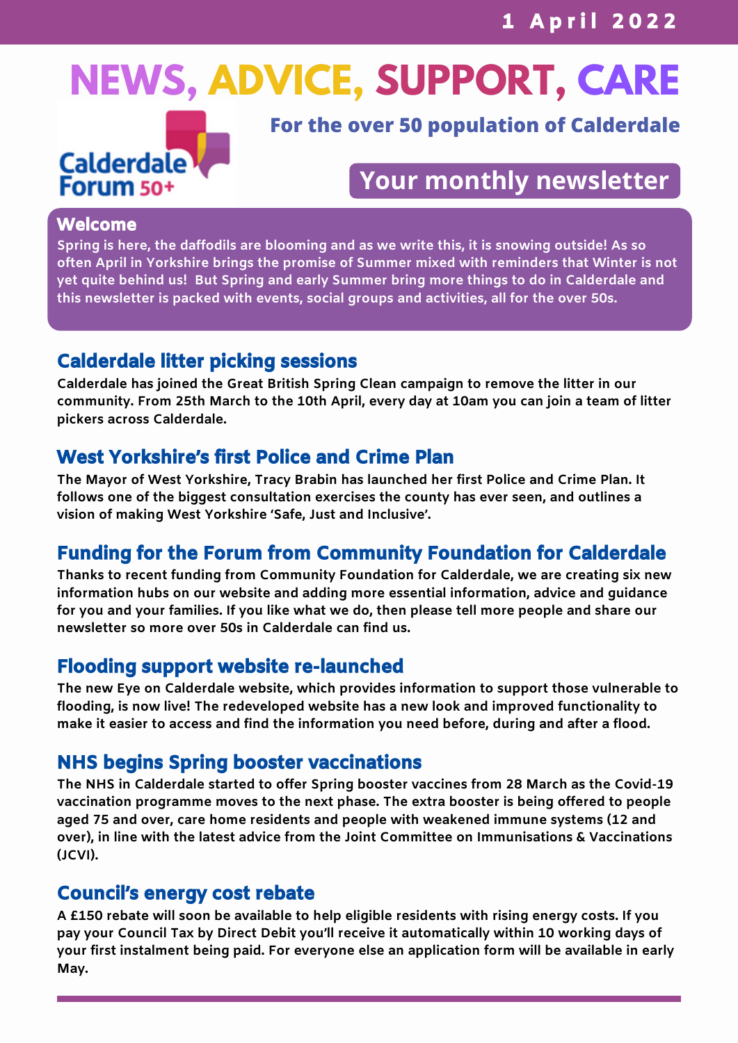1 April 2022

# NEWS, ADVICE, SUPPORT, CARE

Calderdale Forum 50+

**For the over 50 population of Calderdale**

**Your monthly newsletter**

## Welcome

Spring is here, the daffodils are blooming and as we write this, it is snowing outside! As so often April in Yorkshire brings the promise of Summer mixed with reminders that Winter is not yet quite behind us! But Spring and early Summer bring more things to do in Calderdale and this newsletter is packed with events, social groups and activities, all for the over 50s.

## Calderdale litter picking sessions

Calderdale has joined the Great British Spring Clean campaign to remove the litter in our community. From 25th March to the 10th April, every day at 10am you can join a team of litter pickers across Calderdale.

## West Yorkshire's first Police and Crime Plan

The Mayor of West Yorkshire, Tracy Brabin has launched her first Police and Crime Plan. It follows one of the biggest consultation exercises the county has ever seen, and outlines a vision of making West Yorkshire 'Safe, Just and Inclusive'.

## Funding for the Forum from Community Foundation for Calderdale

Thanks to recent funding from Community Foundation for Calderdale, we are creating six new information hubs on our website and adding more essential information, advice and guidance for you and your families. If you like what we do, then please tell more people and share our newsletter so more over 50s in Calderdale can find us.

## Flooding support website re-launched

The new Eye on Calderdale website, which provides information to support those vulnerable to flooding, is now live! The redeveloped website has a new look and improved functionality to make it easier to access and find the information you need before, during and after a flood.

## NHS begins Spring booster vaccinations

The NHS in Calderdale started to offer Spring booster vaccines from 28 March as the Covid-19 vaccination programme moves to the next phase. The extra booster is being offered to people aged 75 and over, care home residents and people with weakened immune systems (12 and over), in line with the latest advice from the Joint Committee on Immunisations & Vaccinations (JCVI).

## Council's energy cost rebate

A £150 rebate will soon be available to help eligible residents with rising energy costs. If you pay your Council Tax by Direct Debit you'll receive it automatically within 10 working days of your first instalment being paid. For everyone else an application form will be available in early May.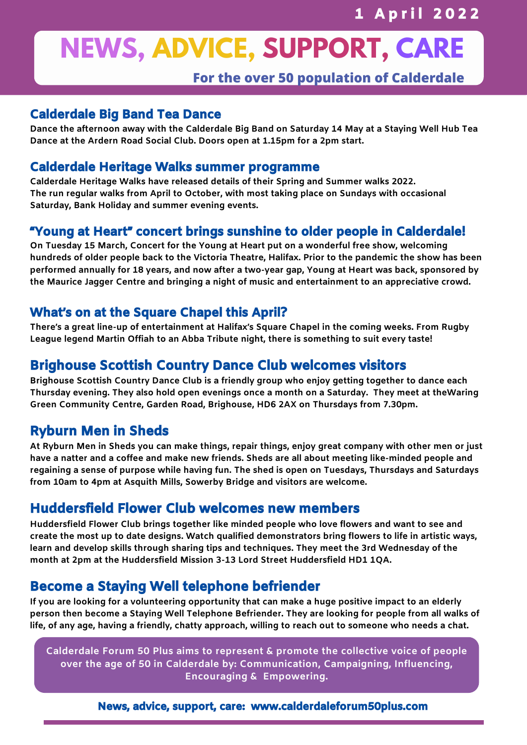1 April 2022

# NEWS, ADVICE, SUPPORT, CARE

**For the over 50 population of Calderdale**

## Calderdale Big Band Tea Dance

**Dance the afternoon away with the Calderdale Big Band on Saturday 14 May at a Staying Well Hub Tea Dance at the Ardern Road Social Club. Doors open at 1.15pm for a 2pm start.**

## Calderdale Heritage Walks summer programme

**Calderdale Heritage Walks have released details of their Spring and Summer walks 2022. The run regular walks from April to October, with most taking place on Sundays with occasional Saturday, Bank Holiday and summer evening events.**

## "Young at Heart" concert brings sunshine to older people in Calderdale!

**On Tuesday 15 March, Concert for the Young at Heart put on a wonderful free show, welcoming hundreds of older people back to the Victoria Theatre, Halifax. Prior to the pandemic the show has been performed annually for 18 years, and now after a two-year gap, Young at Heart was back, sponsored by the Maurice Jagger Centre and bringing a night of music and entertainment to an appreciative crowd.**

## What's on at the Square Chapel this April?

**There's a great line-up of entertainment at Halifax's Square Chapel in the coming weeks. From Rugby League legend Martin Offiah to an Abba Tribute night, there is something to suit every taste!**

## Brighouse Scottish Country Dance Club welcomes visitors

**Brighouse Scottish Country Dance Club is a friendly group who enjoy getting together to dance each Thursday evening. They also hold open evenings once a month on a Saturday. They meet at theWaring Green Community Centre, Garden Road, Brighouse, HD6 2AX on Thursdays from 7.30pm.**

## Ryburn Men in Sheds

**At Ryburn Men in Sheds you can make things, repair things, enjoy great company with other men or just have a natter and a coffee and make new friends. Sheds are all about meeting like-minded people and regaining a sense of purpose while having fun. The shed is open on Tuesdays, Thursdays and Saturdays from 10am to 4pm at Asquith Mills, Sowerby Bridge and visitors are welcome.**

## Huddersfield Flower Club welcomes new members

**Huddersfield Flower Club brings together like minded people who love flowers and want to see and create the most up to date designs. Watch qualified demonstrators bring flowers to life in artistic ways, learn and develop skills through sharing tips and techniques. They meet the 3rd Wednesday of the month at 2pm at the Huddersfield Mission 3-13 Lord Street Huddersfield HD1 1QA.**

## Become a Staying Well telephone befriender

**If you are looking for a volunteering opportunity that can make a huge positive impact to an elderly person then become a Staying Well Telephone Befriender. They are looking for people from all walks of life, of any age, having a friendly, chatty approach, willing to reach out to someone who needs a chat.**

**Calderdale Forum 50 Plus aims to represent & promote the collective voice of people over the age of 50 in Calderdale by: Communication, Campaigning, Influencing, Encouraging & Empowering.**

**News, advice, support, care: www.calderdaleforum50plus.com**